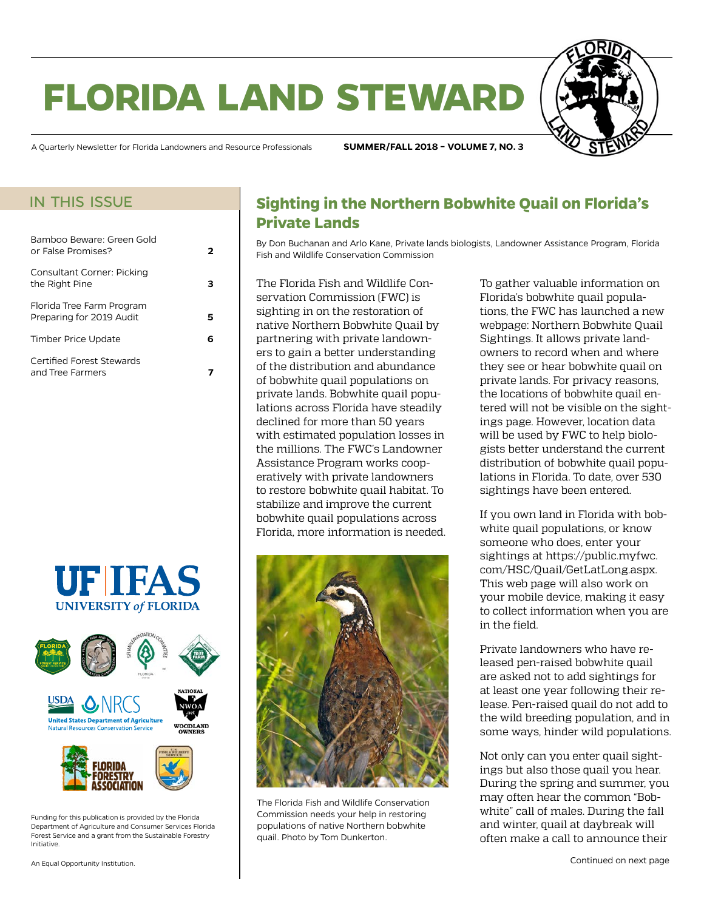# FLORIDA LAND STEWARD

A Quarterly Newsletter for Florida Landowners and Resource Professionals

**SUMMER/FALL 2018 – VOLUME 7, NO. 3**

## IN THIS ISSUE

| | |
|---|---|
| Bamboo Beware: Green Gold or False Promises? | **2** |
| Consultant Corner: Picking the Right Pine | **3** |
| Florida Tree Farm Program Preparing for 2019 Audit | **5** |
| Timber Price Update | **6** |
| Certified Forest Stewards and Tree Farmers | **7** |

Funding for this publication is provided by the Florida Department of Agriculture and Consumer Services Florida Forest Service and a grant from the Sustainable Forestry Initiative.

An Equal Opportunity Institution.

## Sighting in the Northern Bobwhite Quail on Florida's Private Lands

By Don Buchanan and Arlo Kane, Private lands biologists, Landowner Assistance Program, Florida Fish and Wildlife Conservation Commission

The Florida Fish and Wildlife Conservation Commission (FWC) is sighting in on the restoration of native Northern Bobwhite Quail by partnering with private landowners to gain a better understanding of the distribution and abundance of bobwhite quail populations on private lands. Bobwhite quail populations across Florida have steadily declined for more than 50 years with estimated population losses in the millions. The FWC's Landowner Assistance Program works cooperatively with private landowners to restore bobwhite quail habitat. To stabilize and improve the current bobwhite quail populations across Florida, more information is needed.

The Florida Fish and Wildlife Conservation Commission needs your help in restoring populations of native Northern bobwhite quail. Photo by Tom Dunkerton.

To gather valuable information on Florida's bobwhite quail populations, the FWC has launched a new webpage: Northern Bobwhite Quail Sightings. It allows private landowners to record when and where they see or hear bobwhite quail on private lands. For privacy reasons, the locations of bobwhite quail entered will not be visible on the sightings page. However, location data will be used by FWC to help biologists better understand the current distribution of bobwhite quail populations in Florida. To date, over 530 sightings have been entered.

If you own land in Florida with bobwhite quail populations, or know someone who does, enter your sightings at https://public.myfwc.com/HSC/Quail/GetLatLong.aspx. This web page will also work on your mobile device, making it easy to collect information when you are in the field.

Private landowners who have released pen-raised bobwhite quail are asked not to add sightings for at least one year following their release. Pen-raised quail do not add to the wild breeding population, and in some ways, hinder wild populations.

Not only can you enter quail sightings but also those quail you hear. During the spring and summer, you may often hear the common "Bob-white" call of males. During the fall and winter, quail at daybreak will often make a call to announce their

Continued on next page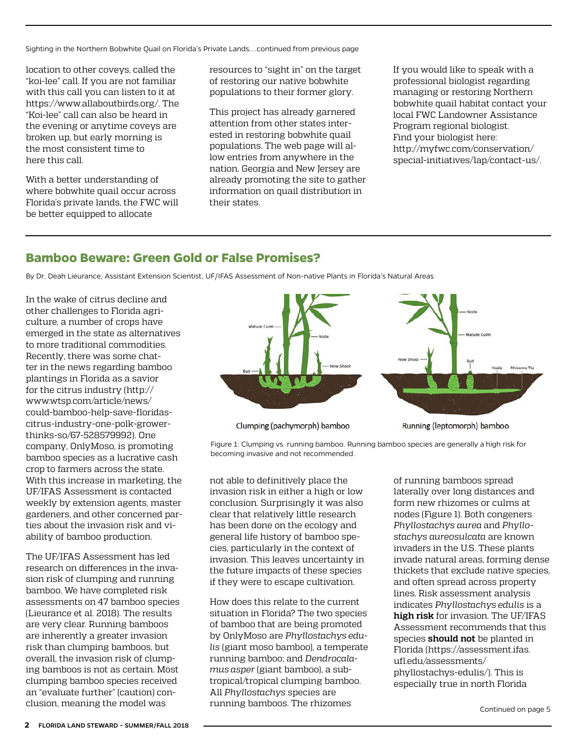Sighting in the Northern Bobwhite Quail on Florida's Private Lands....continued from previous page

location to other coveys, called the "koi-lee" call. If you are not familiar with this call you can listen to it at https://www.allaboutbirds.org/. The "Koi-lee" call can also be heard in the evening or anytime coveys are broken up, but early morning is the most consistent time to here this call.

With a better understanding of where bobwhite quail occur across Florida's private lands, the FWC will be better equipped to allocate resources to "sight in" on the target of restoring our native bobwhite populations to their former glory.

This project has already garnered attention from other states interested in restoring bobwhite quail populations. The web page will allow entries from anywhere in the nation. Georgia and New Jersey are already promoting the site to gather information on quail distribution in their states.

If you would like to speak with a professional biologist regarding managing or restoring Northern bobwhite quail habitat contact your local FWC Landowner Assistance Program regional biologist. Find your biologist here: http://myfwc.com/conservation/special-initiatives/lap/contact-us/.

## Bamboo Beware: Green Gold or False Promises?

By Dr. Deah Lieurance, Assistant Extension Scientist, UF/IFAS Assessment of Non-native Plants in Florida's Natural Areas

In the wake of citrus decline and other challenges to Florida agriculture, a number of crops have emerged in the state as alternatives to more traditional commodities. Recently, there was some chatter in the news regarding bamboo plantings in Florida as a savior for the citrus industry (http://www.wtsp.com/article/news/could-bamboo-help-save-floridas-citrus-industry-one-polk-grower-thinks-so/67-528579992). One company, OnlyMoso, is promoting bamboo species as a lucrative cash crop to farmers across the state. With this increase in marketing, the UF/IFAS Assessment is contacted weekly by extension agents, master gardeners, and other concerned parties about the invasion risk and viability of bamboo production.

The UF/IFAS Assessment has led research on differences in the invasion risk of clumping and running bamboo. We have completed risk assessments on 47 bamboo species (Lieurance et al. 2018). The results are very clear. Running bamboos are inherently a greater invasion risk than clumping bamboos, but overall, the invasion risk of clumping bamboos is not as certain. Most clumping bamboo species received an "evaluate further" (caution) conclusion, meaning the model was not able to definitively place the invasion risk in either a high or low conclusion. Surprisingly it was also clear that relatively little research has been done on the ecology and general life history of bamboo species, particularly in the context of invasion. This leaves uncertainty in the future impacts of these species if they were to escape cultivation.

Clumping (pachymorph) bamboo — Running (leptomorph) bamboo

Figure 1: Clumping vs. running bamboo. Running bamboo species are generally a high risk for becoming invasive and not recommended.

How does this relate to the current situation in Florida? The two species of bamboo that are being promoted by OnlyMoso are *Phyllostachys edulis* (giant moso bamboo), a temperate running bamboo; and *Dendrocalamus asper* (giant bamboo), a subtropical/tropical clumping bamboo. All *Phyllostachys* species are running bamboos. The rhizomes of running bamboos spread laterally over long distances and form new rhizomes or culms at nodes (Figure 1). Both congeners *Phyllostachys aurea* and *Phyllostachys aureosulcata* are known invaders in the U.S. These plants invade natural areas, forming dense thickets that exclude native species, and often spread across property lines. Risk assessment analysis indicates *Phyllostachys edulis* is a **high risk** for invasion. The UF/IFAS Assessment recommends that this species **should not** be planted in Florida (https://assessment.ifas.ufl.edu/assessments/phyllostachys-edulis/). This is especially true in north Florida

Continued on page 5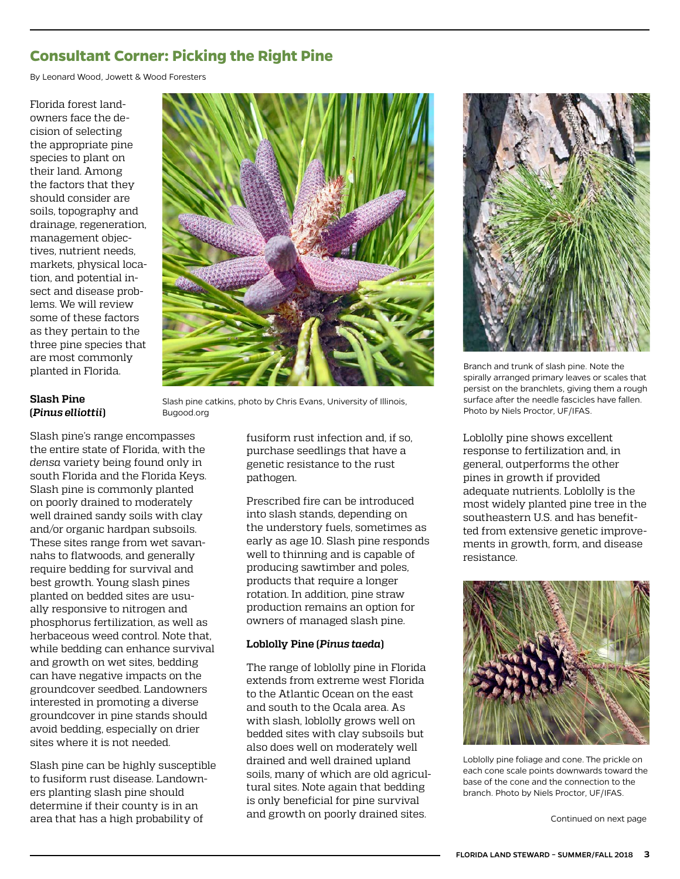## Consultant Corner: Picking the Right Pine

By Leonard Wood, Jowett & Wood Foresters

Florida forest landowners face the decision of selecting the appropriate pine species to plant on their land. Among the factors that they should consider are soils, topography and drainage, regeneration, management objectives, nutrient needs, markets, physical location, and potential insect and disease problems. We will review some of these factors as they pertain to the three pine species that are most commonly planted in Florida.

Slash pine catkins, photo by Chris Evans, University of Illinois, Bugood.org

### Slash Pine (*Pinus elliottii*)

Slash pine's range encompasses the entire state of Florida, with the *densa* variety being found only in south Florida and the Florida Keys. Slash pine is commonly planted on poorly drained to moderately well drained sandy soils with clay and/or organic hardpan subsoils. These sites range from wet savannahs to flatwoods, and generally require bedding for survival and best growth. Young slash pines planted on bedded sites are usually responsive to nitrogen and phosphorus fertilization, as well as herbaceous weed control. Note that, while bedding can enhance survival and growth on wet sites, bedding can have negative impacts on the groundcover seedbed. Landowners interested in promoting a diverse groundcover in pine stands should avoid bedding, especially on drier sites where it is not needed.

Slash pine can be highly susceptible to fusiform rust disease. Landowners planting slash pine should determine if their county is in an area that has a high probability of fusiform rust infection and, if so, purchase seedlings that have a genetic resistance to the rust pathogen.

Prescribed fire can be introduced into slash stands, depending on the understory fuels, sometimes as early as age 10. Slash pine responds well to thinning and is capable of producing sawtimber and poles, products that require a longer rotation. In addition, pine straw production remains an option for owners of managed slash pine.

### Loblolly Pine (*Pinus taeda*)

The range of loblolly pine in Florida extends from extreme west Florida to the Atlantic Ocean on the east and south to the Ocala area. As with slash, loblolly grows well on bedded sites with clay subsoils but also does well on moderately well drained and well drained upland soils, many of which are old agricultural sites. Note again that bedding is only beneficial for pine survival and growth on poorly drained sites.

Branch and trunk of slash pine. Note the spirally arranged primary leaves or scales that persist on the branchlets, giving them a rough surface after the needle fascicles have fallen. Photo by Niels Proctor, UF/IFAS.

Loblolly pine shows excellent response to fertilization and, in general, outperforms the other pines in growth if provided adequate nutrients. Loblolly is the most widely planted pine tree in the southeastern U.S. and has benefitted from extensive genetic improvements in growth, form, and disease resistance.

Loblolly pine foliage and cone. The prickle on each cone scale points downwards toward the base of the cone and the connection to the branch. Photo by Niels Proctor, UF/IFAS.

Continued on next page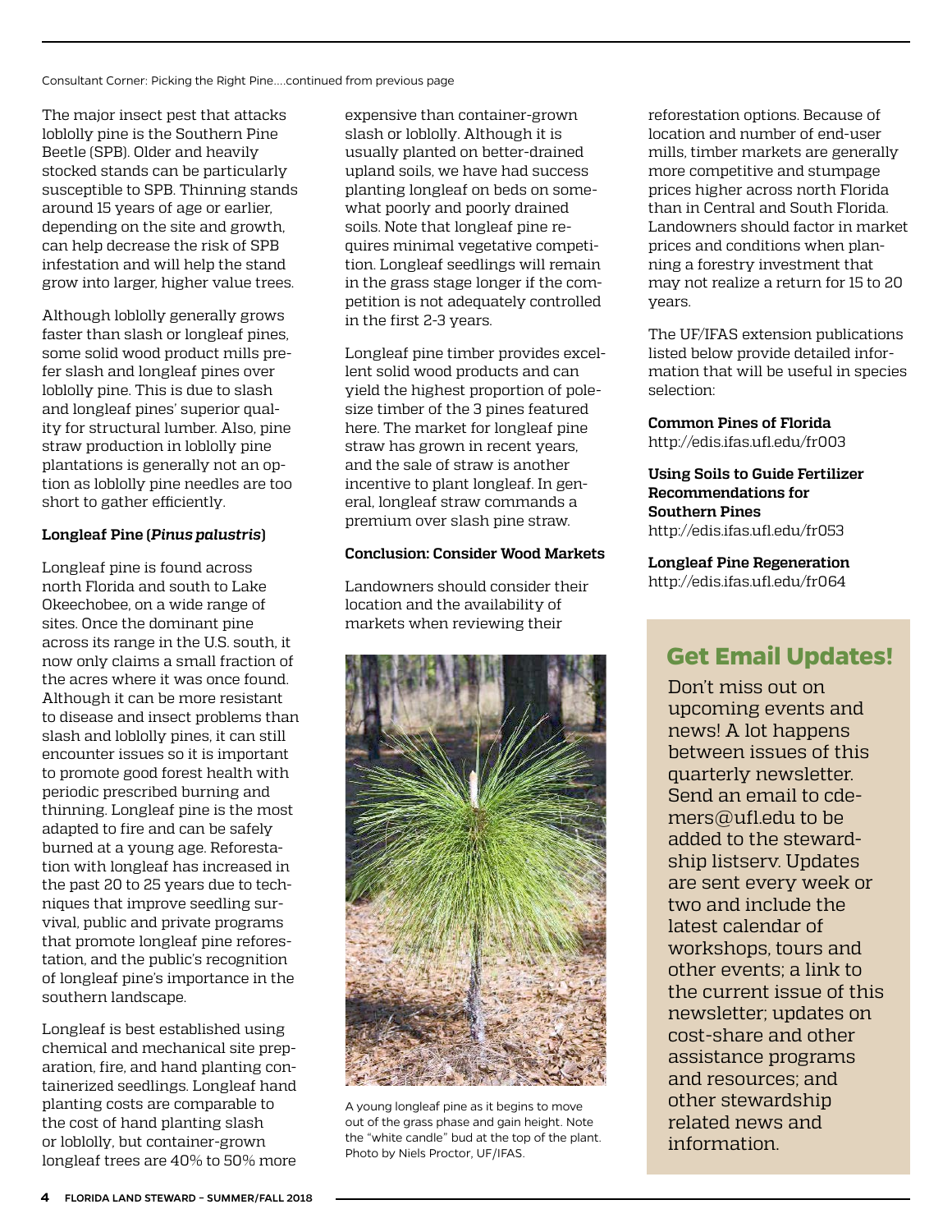Consultant Corner: Picking the Right Pine....continued from previous page

The major insect pest that attacks loblolly pine is the Southern Pine Beetle (SPB). Older and heavily stocked stands can be particularly susceptible to SPB. Thinning stands around 15 years of age or earlier, depending on the site and growth, can help decrease the risk of SPB infestation and will help the stand grow into larger, higher value trees.

Although loblolly generally grows faster than slash or longleaf pines, some solid wood product mills prefer slash and longleaf pines over loblolly pine. This is due to slash and longleaf pines' superior quality for structural lumber. Also, pine straw production in loblolly pine plantations is generally not an option as loblolly pine needles are too short to gather efficiently.

### Longleaf Pine (*Pinus palustris*)

Longleaf pine is found across north Florida and south to Lake Okeechobee, on a wide range of sites. Once the dominant pine across its range in the U.S. south, it now only claims a small fraction of the acres where it was once found. Although it can be more resistant to disease and insect problems than slash and loblolly pines, it can still encounter issues so it is important to promote good forest health with periodic prescribed burning and thinning. Longleaf pine is the most adapted to fire and can be safely burned at a young age. Reforestation with longleaf has increased in the past 20 to 25 years due to techniques that improve seedling survival, public and private programs that promote longleaf pine reforestation, and the public's recognition of longleaf pine's importance in the southern landscape.

Longleaf is best established using chemical and mechanical site preparation, fire, and hand planting containerized seedlings. Longleaf hand planting costs are comparable to the cost of hand planting slash or loblolly, but container-grown longleaf trees are 40% to 50% more expensive than container-grown slash or loblolly. Although it is usually planted on better-drained upland soils, we have had success planting longleaf on beds on somewhat poorly and poorly drained soils. Note that longleaf pine requires minimal vegetative competition. Longleaf seedlings will remain in the grass stage longer if the competition is not adequately controlled in the first 2-3 years.

Longleaf pine timber provides excellent solid wood products and can yield the highest proportion of pole-size timber of the 3 pines featured here. The market for longleaf pine straw has grown in recent years, and the sale of straw is another incentive to plant longleaf. In general, longleaf straw commands a premium over slash pine straw.

### Conclusion: Consider Wood Markets

Landowners should consider their location and the availability of markets when reviewing their reforestation options. Because of location and number of end-user mills, timber markets are generally more competitive and stumpage prices higher across north Florida than in Central and South Florida. Landowners should factor in market prices and conditions when planning a forestry investment that may not realize a return for 15 to 20 years.

A young longleaf pine as it begins to move out of the grass phase and gain height. Note the "white candle" bud at the top of the plant. Photo by Niels Proctor, UF/IFAS.

The UF/IFAS extension publications listed below provide detailed information that will be useful in species selection:

**Common Pines of Florida**
http://edis.ifas.ufl.edu/fr003

**Using Soils to Guide Fertilizer Recommendations for Southern Pines**
http://edis.ifas.ufl.edu/fr053

**Longleaf Pine Regeneration**
http://edis.ifas.ufl.edu/fr064

## Get Email Updates!

Don't miss out on upcoming events and news! A lot happens between issues of this quarterly newsletter. Send an email to cdemers@ufl.edu to be added to the stewardship listserv. Updates are sent every week or two and include the latest calendar of workshops, tours and other events; a link to the current issue of this newsletter; updates on cost-share and other assistance programs and resources; and other stewardship related news and information.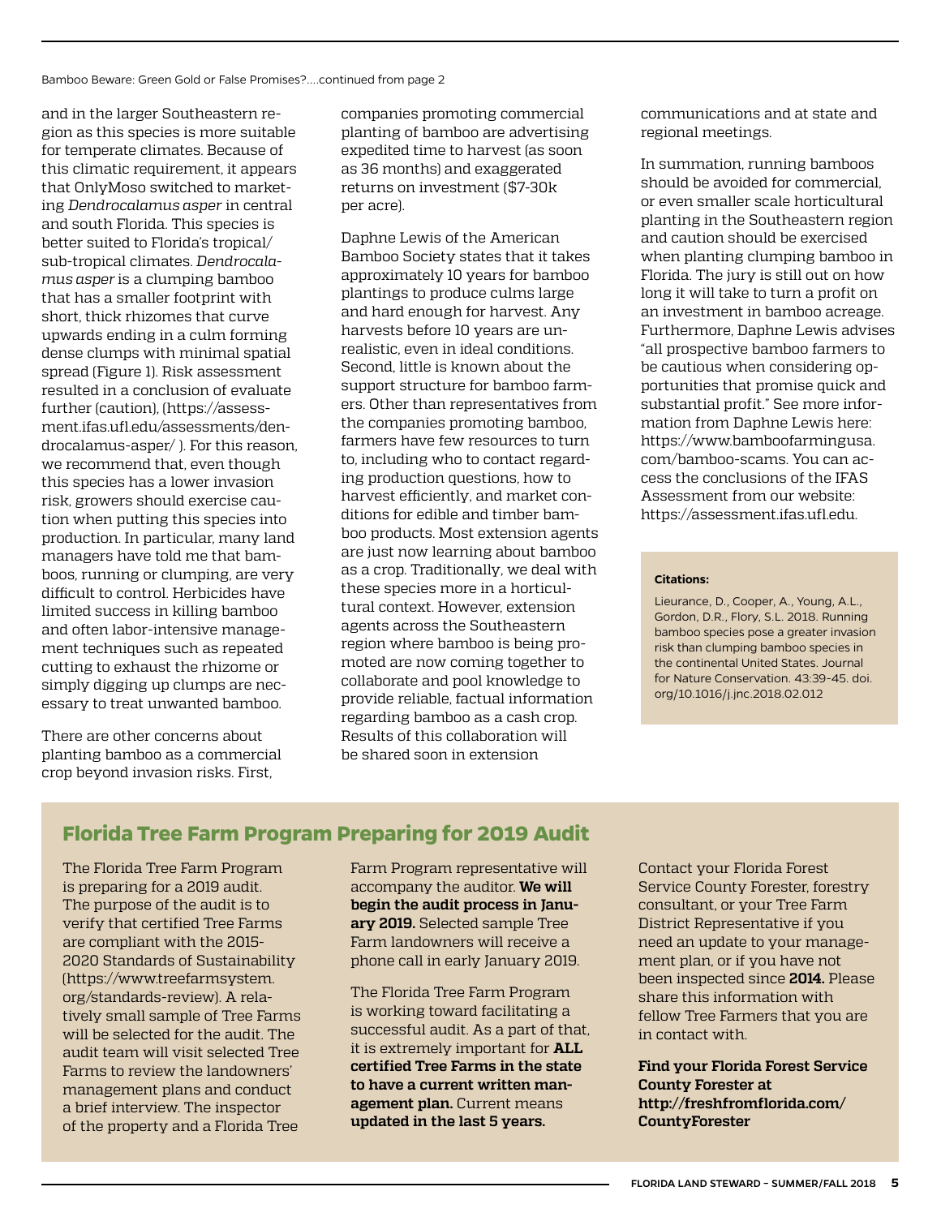Bamboo Beware: Green Gold or False Promises?....continued from page 2

and in the larger Southeastern region as this species is more suitable for temperate climates. Because of this climatic requirement, it appears that OnlyMoso switched to marketing *Dendrocalamus asper* in central and south Florida. This species is better suited to Florida's tropical/sub-tropical climates. *Dendrocalamus asper* is a clumping bamboo that has a smaller footprint with short, thick rhizomes that curve upwards ending in a culm forming dense clumps with minimal spatial spread (Figure 1). Risk assessment resulted in a conclusion of evaluate further (caution), (https://assessment.ifas.ufl.edu/assessments/dendrocalamus-asper/ ). For this reason, we recommend that, even though this species has a lower invasion risk, growers should exercise caution when putting this species into production. In particular, many land managers have told me that bamboos, running or clumping, are very difficult to control. Herbicides have limited success in killing bamboo and often labor-intensive management techniques such as repeated cutting to exhaust the rhizome or simply digging up clumps are necessary to treat unwanted bamboo.

There are other concerns about planting bamboo as a commercial crop beyond invasion risks. First, companies promoting commercial planting of bamboo are advertising expedited time to harvest (as soon as 36 months) and exaggerated returns on investment ($7-30k per acre).

Daphne Lewis of the American Bamboo Society states that it takes approximately 10 years for bamboo plantings to produce culms large and hard enough for harvest. Any harvests before 10 years are unrealistic, even in ideal conditions. Second, little is known about the support structure for bamboo farmers. Other than representatives from the companies promoting bamboo, farmers have few resources to turn to, including who to contact regarding production questions, how to harvest efficiently, and market conditions for edible and timber bamboo products. Most extension agents are just now learning about bamboo as a crop. Traditionally, we deal with these species more in a horticultural context. However, extension agents across the Southeastern region where bamboo is being promoted are now coming together to collaborate and pool knowledge to provide reliable, factual information regarding bamboo as a cash crop. Results of this collaboration will be shared soon in extension communications and at state and regional meetings.

In summation, running bamboos should be avoided for commercial, or even smaller scale horticultural planting in the Southeastern region and caution should be exercised when planting clumping bamboo in Florida. The jury is still out on how long it will take to turn a profit on an investment in bamboo acreage. Furthermore, Daphne Lewis advises "all prospective bamboo farmers to be cautious when considering opportunities that promise quick and substantial profit." See more information from Daphne Lewis here: https://www.bamboofarmingusa.com/bamboo-scams. You can access the conclusions of the IFAS Assessment from our website: https://assessment.ifas.ufl.edu.

**Citations:**

Lieurance, D., Cooper, A., Young, A.L., Gordon, D.R., Flory, S.L. 2018. Running bamboo species pose a greater invasion risk than clumping bamboo species in the continental United States. Journal for Nature Conservation. 43:39-45. doi.org/10.1016/j.jnc.2018.02.012

## Florida Tree Farm Program Preparing for 2019 Audit

The Florida Tree Farm Program is preparing for a 2019 audit. The purpose of the audit is to verify that certified Tree Farms are compliant with the 2015-2020 Standards of Sustainability (https://www.treefarmsystem.org/standards-review). A relatively small sample of Tree Farms will be selected for the audit. The audit team will visit selected Tree Farms to review the landowners' management plans and conduct a brief interview. The inspector of the property and a Florida Tree Farm Program representative will accompany the auditor. **We will begin the audit process in January 2019.** Selected sample Tree Farm landowners will receive a phone call in early January 2019.

The Florida Tree Farm Program is working toward facilitating a successful audit. As a part of that, it is extremely important for **ALL certified Tree Farms in the state to have a current written management plan.** Current means **updated in the last 5 years.**

Contact your Florida Forest Service County Forester, forestry consultant, or your Tree Farm District Representative if you need an update to your management plan, or if you have not been inspected since **2014.** Please share this information with fellow Tree Farmers that you are in contact with.

**Find your Florida Forest Service County Forester at http://freshfromflorida.com/CountyForester**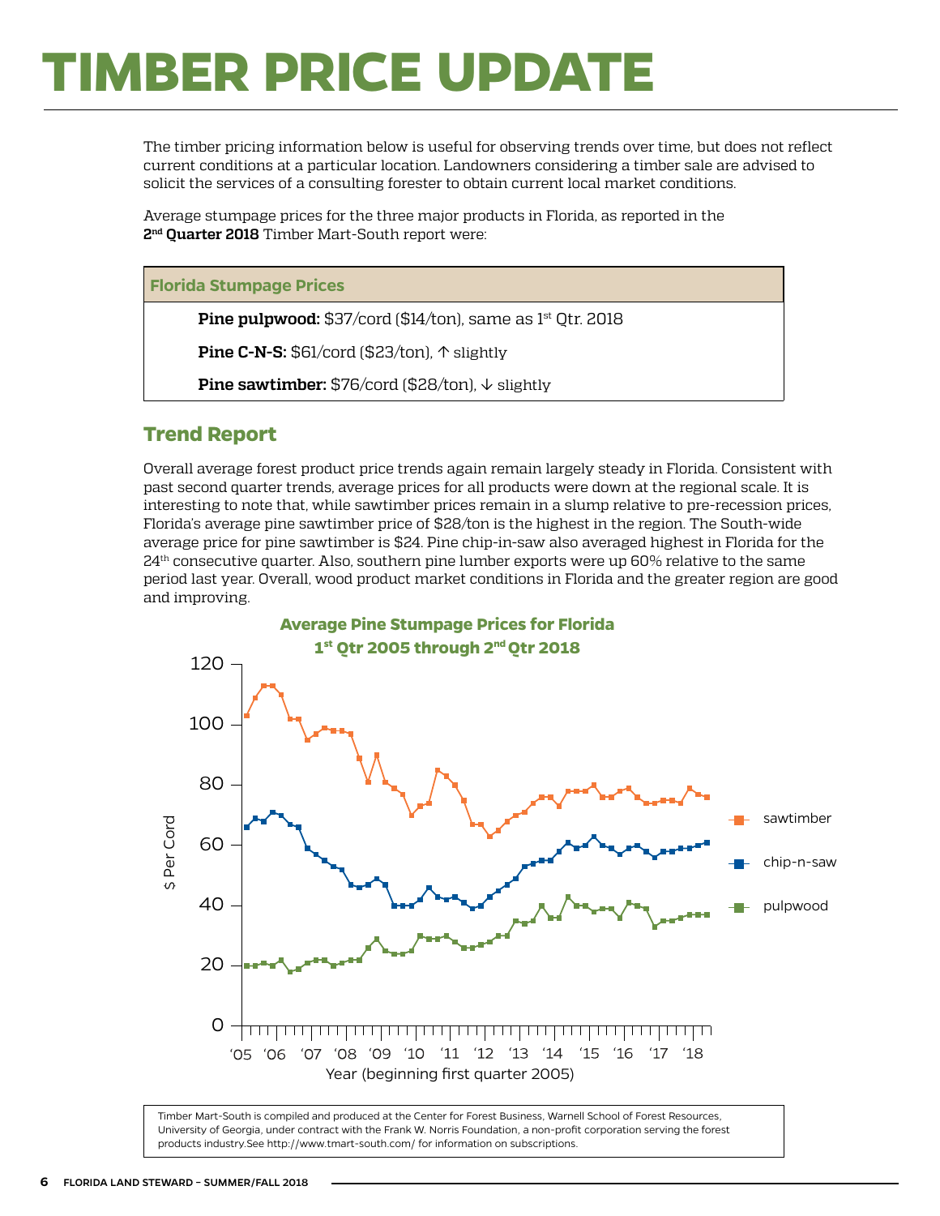# TIMBER PRICE UPDATE

The timber pricing information below is useful for observing trends over time, but does not reflect current conditions at a particular location. Landowners considering a timber sale are advised to solicit the services of a consulting forester to obtain current local market conditions.

Average stumpage prices for the three major products in Florida, as reported in the **2nd Quarter 2018** Timber Mart-South report were:

| Florida Stumpage Prices |
| --- |
| **Pine pulpwood:** $37/cord ($14/ton), same as 1st Qtr. 2018 |
| **Pine C-N-S:** $61/cord ($23/ton), ↑ slightly |
| **Pine sawtimber:** $76/cord ($28/ton), ↓ slightly |

## Trend Report

Overall average forest product price trends again remain largely steady in Florida. Consistent with past second quarter trends, average prices for all products were down at the regional scale. It is interesting to note that, while sawtimber prices remain in a slump relative to pre-recession prices, Florida's average pine sawtimber price of $28/ton is the highest in the region. The South-wide average price for pine sawtimber is $24. Pine chip-in-saw also averaged highest in Florida for the 24th consecutive quarter. Also, southern pine lumber exports were up 60% relative to the same period last year. Overall, wood product market conditions in Florida and the greater region are good and improving.

**Average Pine Stumpage Prices for Florida**
**1st Qtr 2005 through 2nd Qtr 2018**

Timber Mart-South is compiled and produced at the Center for Forest Business, Warnell School of Forest Resources, University of Georgia, under contract with the Frank W. Norris Foundation, a non-profit corporation serving the forest products industry.See http://www.tmart-south.com/ for information on subscriptions.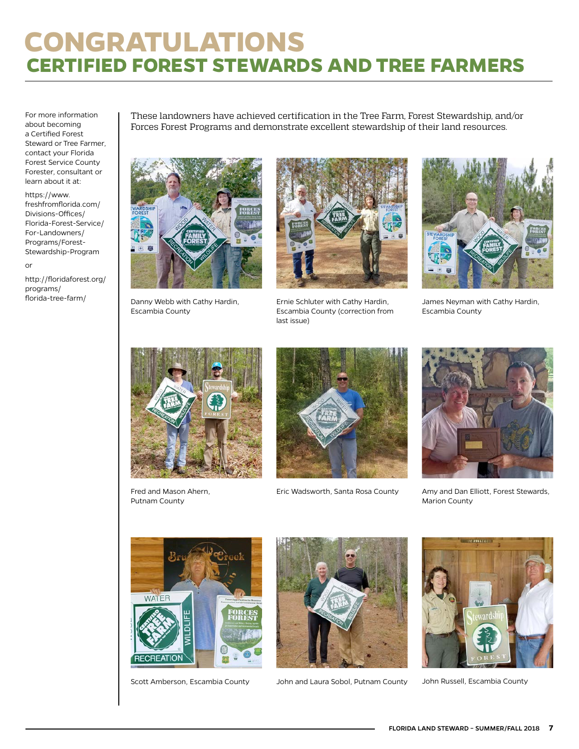# CONGRATULATIONS
## CERTIFIED FOREST STEWARDS AND TREE FARMERS

For more information about becoming a Certified Forest Steward or Tree Farmer, contact your Florida Forest Service County Forester, consultant or learn about it at:

https://www.freshfromflorida.com/Divisions-Offices/Florida-Forest-Service/For-Landowners/Programs/Forest-Stewardship-Program

or

http://floridaforest.org/programs/florida-tree-farm/

These landowners have achieved certification in the Tree Farm, Forest Stewardship, and/or Forces Forest Programs and demonstrate excellent stewardship of their land resources.

Danny Webb with Cathy Hardin, Escambia County

Ernie Schluter with Cathy Hardin, Escambia County (correction from last issue)

James Neyman with Cathy Hardin, Escambia County

Fred and Mason Ahern, Putnam County

Eric Wadsworth, Santa Rosa County

Amy and Dan Elliott, Forest Stewards, Marion County

Scott Amberson, Escambia County

John and Laura Sobol, Putnam County

John Russell, Escambia County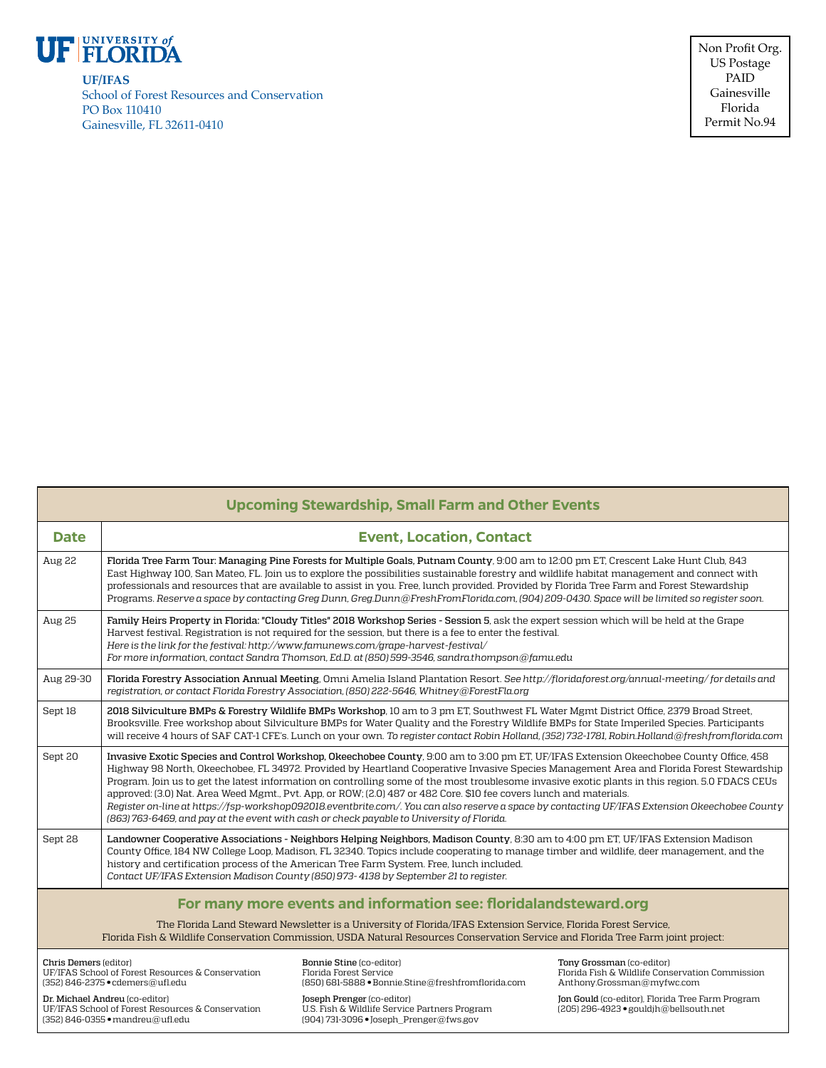UF UNIVERSITY of FLORIDA

**UF/IFAS**
School of Forest Resources and Conservation
PO Box 110410
Gainesville, FL 32611-0410

Non Profit Org.
US Postage
PAID
Gainesville
Florida
Permit No.94

## Upcoming Stewardship, Small Farm and Other Events

| Date | Event, Location, Contact |
|---|---|
| Aug 22 | **Florida Tree Farm Tour: Managing Pine Forests for Multiple Goals, Putnam County**, 9:00 am to 12:00 pm ET, Crescent Lake Hunt Club, 843 East Highway 100, San Mateo, FL. Join us to explore the possibilities sustainable forestry and wildlife habitat management and connect with professionals and resources that are available to assist in you. Free, lunch provided. Provided by Florida Tree Farm and Forest Stewardship Programs. *Reserve a space by contacting Greg Dunn, Greg.Dunn@FreshFromFlorida.com, (904) 209-0430. Space will be limited so register soon.* |
| Aug 25 | **Family Heirs Property in Florida: "Cloudy Titles" 2018 Workshop Series - Session 5**, ask the expert session which will be held at the Grape Harvest festival. Registration is not required for the session, but there is a fee to enter the festival. *Here is the link for the festival: http://www.famunews.com/grape-harvest-festival/* *For more information, contact Sandra Thomson, Ed.D. at (850) 599-3546, sandra.thompson@famu.edu* |
| Aug 29-30 | **Florida Forestry Association Annual Meeting**, Omni Amelia Island Plantation Resort. *See http://floridaforest.org/annual-meeting/ for details and registration, or contact Florida Forestry Association, (850) 222-5646, Whitney@ForestFla.org* |
| Sept 18 | **2018 Silviculture BMPs & Forestry Wildlife BMPs Workshop**, 10 am to 3 pm ET, Southwest FL Water Mgmt District Office, 2379 Broad Street, Brooksville. Free workshop about Silviculture BMPs for Water Quality and the Forestry Wildlife BMPs for State Imperiled Species. Participants will receive 4 hours of SAF CAT-1 CFE's. Lunch on your own. *To register contact Robin Holland, (352) 732-1781, Robin.Holland@freshfromflorida.com* |
| Sept 20 | **Invasive Exotic Species and Control Workshop, Okeechobee County**, 9:00 am to 3:00 pm ET, UF/IFAS Extension Okeechobee County Office, 458 Highway 98 North, Okeechobee, FL 34972. Provided by Heartland Cooperative Invasive Species Management Area and Florida Forest Stewardship Program. Join us to get the latest information on controlling some of the most troublesome invasive exotic plants in this region. 5.0 FDACS CEUs approved: (3.0) Nat. Area Weed Mgmt., Pvt. App, or ROW; (2.0) 487 or 482 Core. $10 fee covers lunch and materials. *Register on-line at https://fsp-workshop092018.eventbrite.com/. You can also reserve a space by contacting UF/IFAS Extension Okeechobee County (863) 763-6469, and pay at the event with cash or check payable to University of Florida.* |
| Sept 28 | **Landowner Cooperative Associations - Neighbors Helping Neighbors, Madison County**, 8:30 am to 4:00 pm ET, UF/IFAS Extension Madison County Office, 184 NW College Loop, Madison, FL 32340. Topics include cooperating to manage timber and wildlife, deer management, and the history and certification process of the American Tree Farm System. Free, lunch included. *Contact UF/IFAS Extension Madison County (850) 973- 4138 by September 21 to register.* |

### For many more events and information see: floridalandsteward.org

The Florida Land Steward Newsletter is a University of Florida/IFAS Extension Service, Florida Forest Service, Florida Fish & Wildlife Conservation Commission, USDA Natural Resources Conservation Service and Florida Tree Farm joint project:

**Chris Demers** (editor)
UF/IFAS School of Forest Resources & Conservation
(352) 846-2375 • cdemers@ufl.edu

**Dr. Michael Andreu** (co-editor)
UF/IFAS School of Forest Resources & Conservation
(352) 846-0355 • mandreu@ufl.edu

**Bonnie Stine** (co-editor)
Florida Forest Service
(850) 681-5888 • Bonnie.Stine@freshfromflorida.com

**Joseph Prenger** (co-editor)
U.S. Fish & Wildlife Service Partners Program
(904) 731-3096 • Joseph_Prenger@fws.gov

**Tony Grossman** (co-editor)
Florida Fish & Wildlife Conservation Commission
Anthony.Grossman@myfwc.com

**Jon Gould** (co-editor), Florida Tree Farm Program
(205) 296-4923 • gouldjh@bellsouth.net